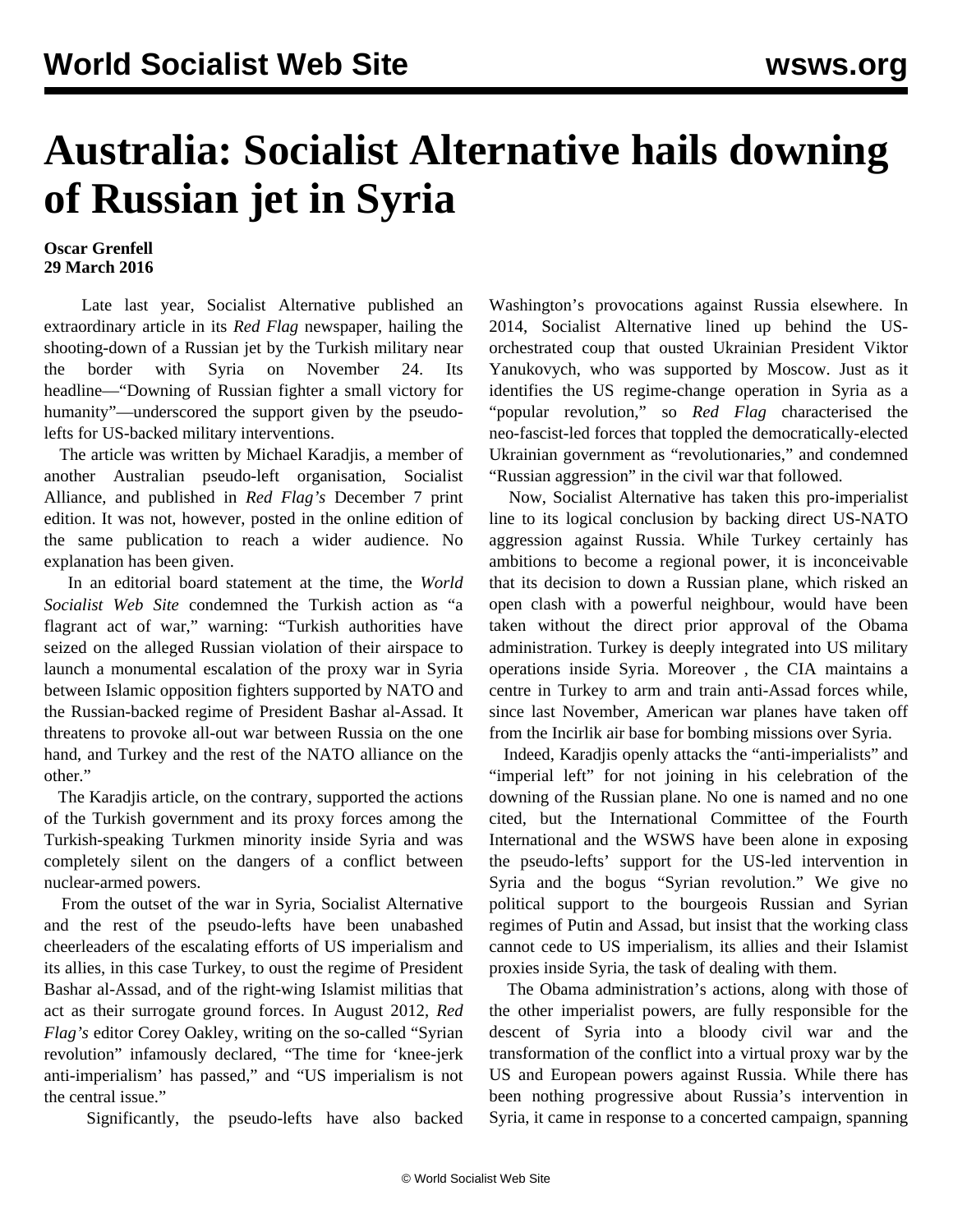# Australia: Socialist Alternative hails downing of Russian jet in Syria

**Oscar Grenfell**
**29 March 2016**

Late last year, Socialist Alternative published an extraordinary article in its *Red Flag* newspaper, hailing the shooting-down of a Russian jet by the Turkish military near the border with Syria on November 24. Its headline—"Downing of Russian fighter a small victory for humanity"—underscored the support given by the pseudo-lefts for US-backed military interventions.

The article was written by Michael Karadjis, a member of another Australian pseudo-left organisation, Socialist Alliance, and published in *Red Flag's* December 7 print edition. It was not, however, posted in the online edition of the same publication to reach a wider audience. No explanation has been given.

In an editorial board statement at the time, the *World Socialist Web Site* condemned the Turkish action as "a flagrant act of war," warning: "Turkish authorities have seized on the alleged Russian violation of their airspace to launch a monumental escalation of the proxy war in Syria between Islamic opposition fighters supported by NATO and the Russian-backed regime of President Bashar al-Assad. It threatens to provoke all-out war between Russia on the one hand, and Turkey and the rest of the NATO alliance on the other."

The Karadjis article, on the contrary, supported the actions of the Turkish government and its proxy forces among the Turkish-speaking Turkmen minority inside Syria and was completely silent on the dangers of a conflict between nuclear-armed powers.

From the outset of the war in Syria, Socialist Alternative and the rest of the pseudo-lefts have been unabashed cheerleaders of the escalating efforts of US imperialism and its allies, in this case Turkey, to oust the regime of President Bashar al-Assad, and of the right-wing Islamist militias that act as their surrogate ground forces. In August 2012, *Red Flag's* editor Corey Oakley, writing on the so-called "Syrian revolution" infamously declared, "The time for 'knee-jerk anti-imperialism' has passed," and "US imperialism is not the central issue."

Significantly, the pseudo-lefts have also backed Washington's provocations against Russia elsewhere. In 2014, Socialist Alternative lined up behind the US-orchestrated coup that ousted Ukrainian President Viktor Yanukovych, who was supported by Moscow. Just as it identifies the US regime-change operation in Syria as a "popular revolution," so *Red Flag* characterised the neo-fascist-led forces that toppled the democratically-elected Ukrainian government as "revolutionaries," and condemned "Russian aggression" in the civil war that followed.

Now, Socialist Alternative has taken this pro-imperialist line to its logical conclusion by backing direct US-NATO aggression against Russia. While Turkey certainly has ambitions to become a regional power, it is inconceivable that its decision to down a Russian plane, which risked an open clash with a powerful neighbour, would have been taken without the direct prior approval of the Obama administration. Turkey is deeply integrated into US military operations inside Syria. Moreover , the CIA maintains a centre in Turkey to arm and train anti-Assad forces while, since last November, American war planes have taken off from the Incirlik air base for bombing missions over Syria.

Indeed, Karadjis openly attacks the "anti-imperialists" and "imperial left" for not joining in his celebration of the downing of the Russian plane. No one is named and no one cited, but the International Committee of the Fourth International and the WSWS have been alone in exposing the pseudo-lefts' support for the US-led intervention in Syria and the bogus "Syrian revolution." We give no political support to the bourgeois Russian and Syrian regimes of Putin and Assad, but insist that the working class cannot cede to US imperialism, its allies and their Islamist proxies inside Syria, the task of dealing with them.

The Obama administration's actions, along with those of the other imperialist powers, are fully responsible for the descent of Syria into a bloody civil war and the transformation of the conflict into a virtual proxy war by the US and European powers against Russia. While there has been nothing progressive about Russia's intervention in Syria, it came in response to a concerted campaign, spanning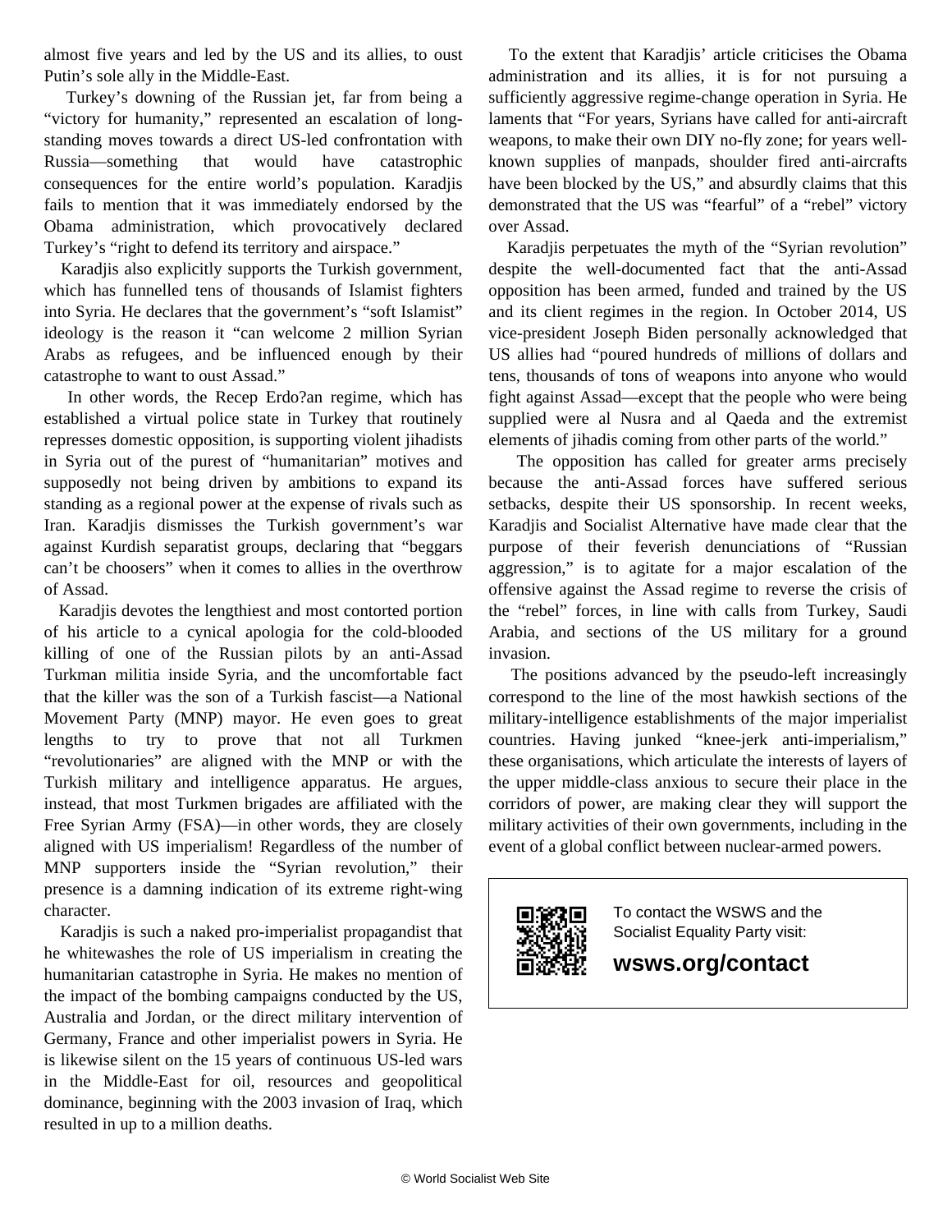almost five years and led by the US and its allies, to oust Putin's sole ally in the Middle-East.

Turkey's downing of the Russian jet, far from being a "victory for humanity," represented an escalation of long-standing moves towards a direct US-led confrontation with Russia—something that would have catastrophic consequences for the entire world's population. Karadjis fails to mention that it was immediately endorsed by the Obama administration, which provocatively declared Turkey's "right to defend its territory and airspace."

Karadjis also explicitly supports the Turkish government, which has funnelled tens of thousands of Islamist fighters into Syria. He declares that the government's "soft Islamist" ideology is the reason it "can welcome 2 million Syrian Arabs as refugees, and be influenced enough by their catastrophe to want to oust Assad."

In other words, the Recep Erdo?an regime, which has established a virtual police state in Turkey that routinely represses domestic opposition, is supporting violent jihadists in Syria out of the purest of "humanitarian" motives and supposedly not being driven by ambitions to expand its standing as a regional power at the expense of rivals such as Iran. Karadjis dismisses the Turkish government's war against Kurdish separatist groups, declaring that "beggars can't be choosers" when it comes to allies in the overthrow of Assad.

Karadjis devotes the lengthiest and most contorted portion of his article to a cynical apologia for the cold-blooded killing of one of the Russian pilots by an anti-Assad Turkman militia inside Syria, and the uncomfortable fact that the killer was the son of a Turkish fascist—a National Movement Party (MNP) mayor. He even goes to great lengths to try to prove that not all Turkmen "revolutionaries" are aligned with the MNP or with the Turkish military and intelligence apparatus. He argues, instead, that most Turkmen brigades are affiliated with the Free Syrian Army (FSA)—in other words, they are closely aligned with US imperialism! Regardless of the number of MNP supporters inside the "Syrian revolution," their presence is a damning indication of its extreme right-wing character.

Karadjis is such a naked pro-imperialist propagandist that he whitewashes the role of US imperialism in creating the humanitarian catastrophe in Syria. He makes no mention of the impact of the bombing campaigns conducted by the US, Australia and Jordan, or the direct military intervention of Germany, France and other imperialist powers in Syria. He is likewise silent on the 15 years of continuous US-led wars in the Middle-East for oil, resources and geopolitical dominance, beginning with the 2003 invasion of Iraq, which resulted in up to a million deaths.

To the extent that Karadjis' article criticises the Obama administration and its allies, it is for not pursuing a sufficiently aggressive regime-change operation in Syria. He laments that "For years, Syrians have called for anti-aircraft weapons, to make their own DIY no-fly zone; for years well-known supplies of manpads, shoulder fired anti-aircrafts have been blocked by the US," and absurdly claims that this demonstrated that the US was "fearful" of a "rebel" victory over Assad.

Karadjis perpetuates the myth of the "Syrian revolution" despite the well-documented fact that the anti-Assad opposition has been armed, funded and trained by the US and its client regimes in the region. In October 2014, US vice-president Joseph Biden personally acknowledged that US allies had "poured hundreds of millions of dollars and tens, thousands of tons of weapons into anyone who would fight against Assad—except that the people who were being supplied were al Nusra and al Qaeda and the extremist elements of jihadis coming from other parts of the world."

The opposition has called for greater arms precisely because the anti-Assad forces have suffered serious setbacks, despite their US sponsorship. In recent weeks, Karadjis and Socialist Alternative have made clear that the purpose of their feverish denunciations of "Russian aggression," is to agitate for a major escalation of the offensive against the Assad regime to reverse the crisis of the "rebel" forces, in line with calls from Turkey, Saudi Arabia, and sections of the US military for a ground invasion.

The positions advanced by the pseudo-left increasingly correspond to the line of the most hawkish sections of the military-intelligence establishments of the major imperialist countries. Having junked "knee-jerk anti-imperialism," these organisations, which articulate the interests of layers of the upper middle-class anxious to secure their place in the corridors of power, are making clear they will support the military activities of their own governments, including in the event of a global conflict between nuclear-armed powers.

To contact the WSWS and the Socialist Equality Party visit:

**wsws.org/contact**